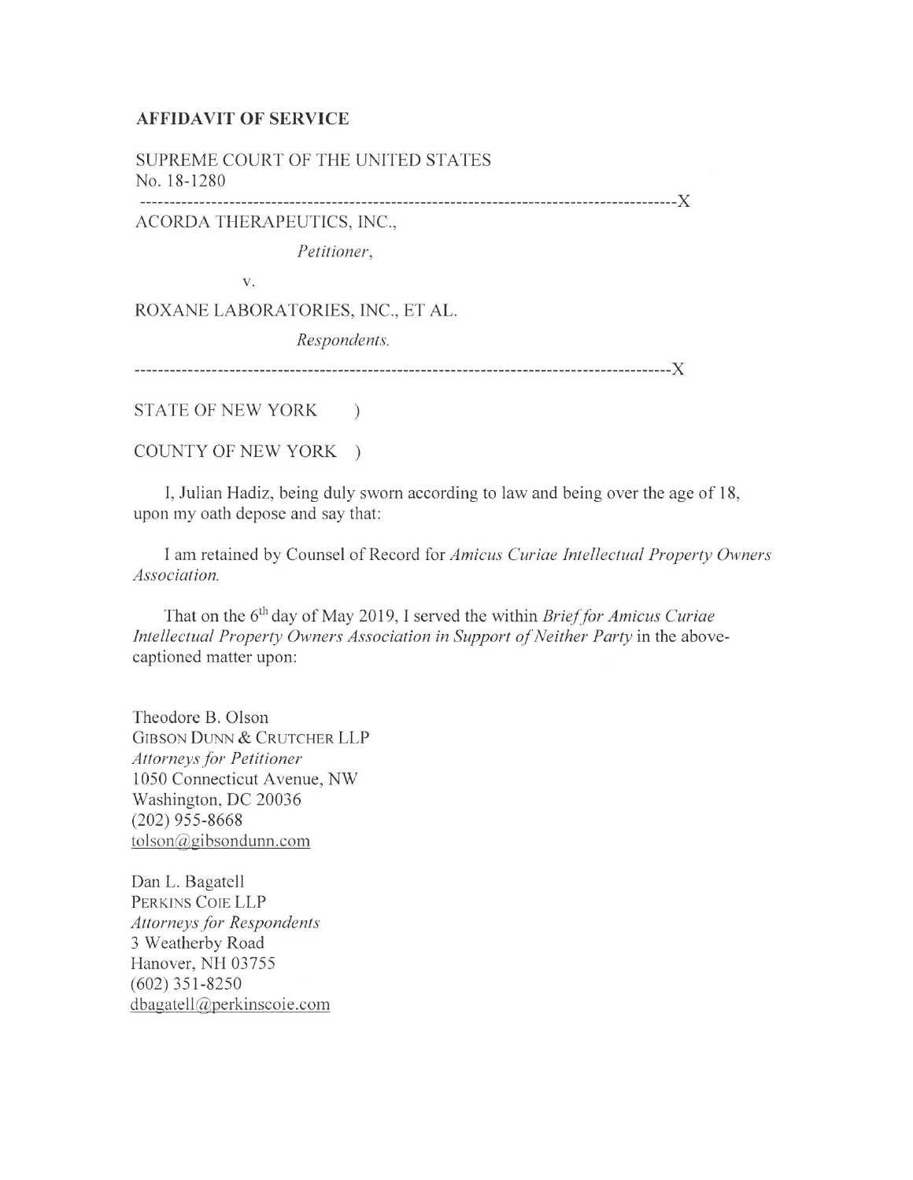**AFFIDAVIT OF SERVICE**

SUPREME COURT OF THE UNITED STATES
No. 18-1280

------------------------------------------------------------------------------------------X

ACORDA THERAPEUTICS, INC.,

*Petitioner*,

v.

ROXANE LABORATORIES, INC., ET AL.

*Respondents.*

------------------------------------------------------------------------------------------X

STATE OF NEW YORK )

COUNTY OF NEW YORK )

I, Julian Hadiz, being duly sworn according to law and being over the age of 18, upon my oath depose and say that:

I am retained by Counsel of Record for *Amicus Curiae Intellectual Property Owners Association.*

That on the 6th day of May 2019, I served the within *Brief for Amicus Curiae Intellectual Property Owners Association in Support of Neither Party* in the above-captioned matter upon:

Theodore B. Olson
GIBSON DUNN & CRUTCHER LLP
*Attorneys for Petitioner*
1050 Connecticut Avenue, NW
Washington, DC 20036
(202) 955-8668
tolson@gibsondunn.com

Dan L. Bagatell
PERKINS COIE LLP
*Attorneys for Respondents*
3 Weatherby Road
Hanover, NH 03755
(602) 351-8250
dbagatell@perkinscoie.com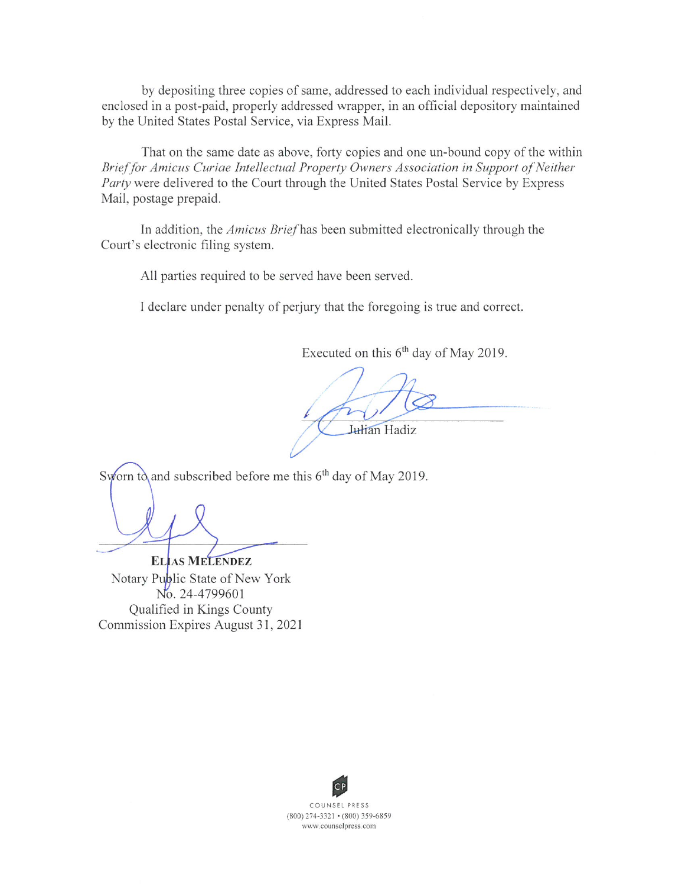by depositing three copies of same, addressed to each individual respectively, and enclosed in a post-paid, properly addressed wrapper, in an official depository maintained by the United States Postal Service, via Express Mail.

That on the same date as above, forty copies and one un-bound copy of the within *Brief for Amicus Curiae Intellectual Property Owners Association in Support of Neither Party* were delivered to the Court through the United States Postal Service by Express Mail, postage prepaid.

In addition, the *Amicus Brief* has been submitted electronically through the Court's electronic filing system.

All parties required to be served have been served.

I declare under penalty of perjury that the foregoing is true and correct.

Executed on this 6th day of May 2019.

Julian Hadiz

Sworn to and subscribed before me this 6th day of May 2019.

**ELIAS MELENDEZ**
Notary Public State of New York
No. 24-4799601
Qualified in Kings County
Commission Expires August 31, 2021

COUNSEL PRESS
(800) 274-3321 • (800) 359-6859
www.counselpress.com